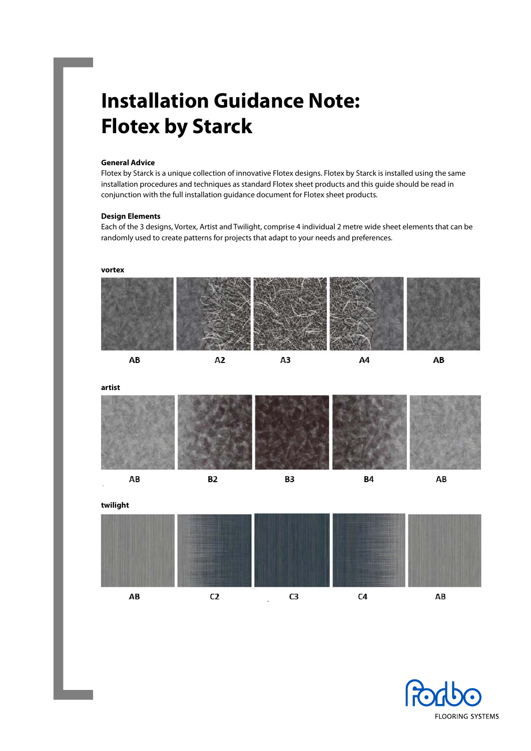# Installation Guidance Note: Flotex by Starck

**General Advice**

Flotex by Starck is a unique collection of innovative Flotex designs. Flotex by Starck is installed using the same installation procedures and techniques as standard Flotex sheet products and this guide should be read in conjunction with the full installation guidance document for Flotex sheet products.

**Design Elements**

Each of the 3 designs, Vortex, Artist and Twilight, comprise 4 individual 2 metre wide sheet elements that can be randomly used to create patterns for projects that adapt to your needs and preferences.

**vortex**

AB A2 A3 A4 AB

**artist**

AB B2 B3 B4 AB

**twilight**

AB C2 C3 C4 AB

forbo FLOORING SYSTEMS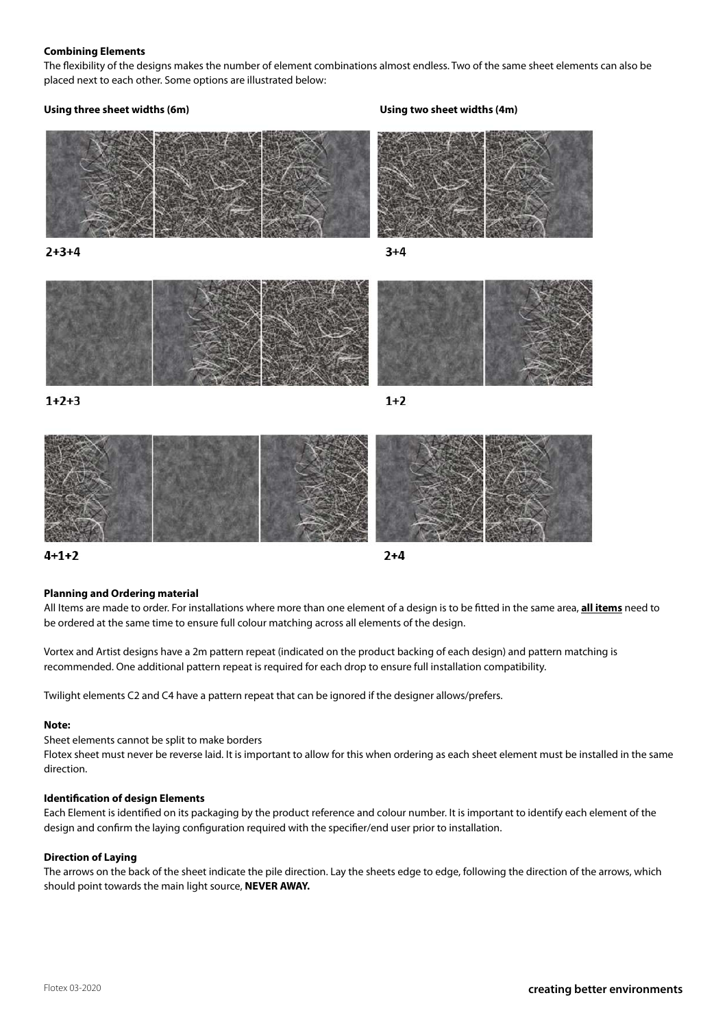### Combining Elements

The flexibility of the designs makes the number of element combinations almost endless. Two of the same sheet elements can also be placed next to each other. Some options are illustrated below:

**Using three sheet widths (6m)**

2+3+4

1+2+3

4+1+2

**Using two sheet widths (4m)**

3+4

1+2

2+4

### Planning and Ordering material

All Items are made to order. For installations where more than one element of a design is to be fitted in the same area, **all items** need to be ordered at the same time to ensure full colour matching across all elements of the design.

Vortex and Artist designs have a 2m pattern repeat (indicated on the product backing of each design) and pattern matching is recommended. One additional pattern repeat is required for each drop to ensure full installation compatibility.

Twilight elements C2 and C4 have a pattern repeat that can be ignored if the designer allows/prefers.

### Note:

Sheet elements cannot be split to make borders

Flotex sheet must never be reverse laid. It is important to allow for this when ordering as each sheet element must be installed in the same direction.

### Identification of design Elements

Each Element is identified on its packaging by the product reference and colour number. It is important to identify each element of the design and confirm the laying configuration required with the specifier/end user prior to installation.

### Direction of Laying

The arrows on the back of the sheet indicate the pile direction. Lay the sheets edge to edge, following the direction of the arrows, which should point towards the main light source, **NEVER AWAY.**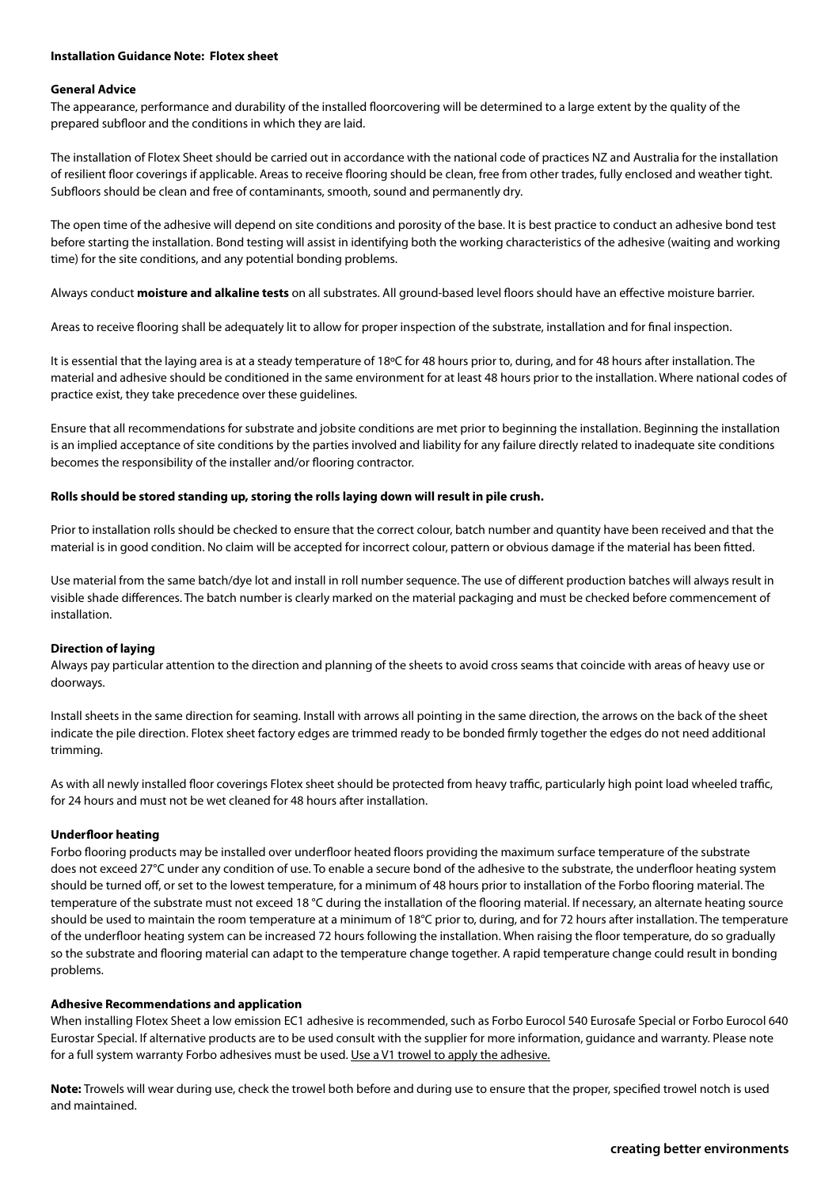**Installation Guidance Note: Flotex sheet**

**General Advice**

The appearance, performance and durability of the installed floorcovering will be determined to a large extent by the quality of the prepared subfloor and the conditions in which they are laid.

The installation of Flotex Sheet should be carried out in accordance with the national code of practices NZ and Australia for the installation of resilient floor coverings if applicable. Areas to receive flooring should be clean, free from other trades, fully enclosed and weather tight. Subfloors should be clean and free of contaminants, smooth, sound and permanently dry.

The open time of the adhesive will depend on site conditions and porosity of the base. It is best practice to conduct an adhesive bond test before starting the installation. Bond testing will assist in identifying both the working characteristics of the adhesive (waiting and working time) for the site conditions, and any potential bonding problems.

Always conduct **moisture and alkaline tests** on all substrates. All ground-based level floors should have an effective moisture barrier.

Areas to receive flooring shall be adequately lit to allow for proper inspection of the substrate, installation and for final inspection.

It is essential that the laying area is at a steady temperature of 18ºC for 48 hours prior to, during, and for 48 hours after installation. The material and adhesive should be conditioned in the same environment for at least 48 hours prior to the installation. Where national codes of practice exist, they take precedence over these guidelines.

Ensure that all recommendations for substrate and jobsite conditions are met prior to beginning the installation. Beginning the installation is an implied acceptance of site conditions by the parties involved and liability for any failure directly related to inadequate site conditions becomes the responsibility of the installer and/or flooring contractor.

**Rolls should be stored standing up, storing the rolls laying down will result in pile crush.**

Prior to installation rolls should be checked to ensure that the correct colour, batch number and quantity have been received and that the material is in good condition. No claim will be accepted for incorrect colour, pattern or obvious damage if the material has been fitted.

Use material from the same batch/dye lot and install in roll number sequence. The use of different production batches will always result in visible shade differences. The batch number is clearly marked on the material packaging and must be checked before commencement of installation.

**Direction of laying**

Always pay particular attention to the direction and planning of the sheets to avoid cross seams that coincide with areas of heavy use or doorways.

Install sheets in the same direction for seaming. Install with arrows all pointing in the same direction, the arrows on the back of the sheet indicate the pile direction. Flotex sheet factory edges are trimmed ready to be bonded firmly together the edges do not need additional trimming.

As with all newly installed floor coverings Flotex sheet should be protected from heavy traffic, particularly high point load wheeled traffic, for 24 hours and must not be wet cleaned for 48 hours after installation.

**Underfloor heating**

Forbo flooring products may be installed over underfloor heated floors providing the maximum surface temperature of the substrate does not exceed 27°C under any condition of use. To enable a secure bond of the adhesive to the substrate, the underfloor heating system should be turned off, or set to the lowest temperature, for a minimum of 48 hours prior to installation of the Forbo flooring material. The temperature of the substrate must not exceed 18 °C during the installation of the flooring material. If necessary, an alternate heating source should be used to maintain the room temperature at a minimum of 18°C prior to, during, and for 72 hours after installation. The temperature of the underfloor heating system can be increased 72 hours following the installation. When raising the floor temperature, do so gradually so the substrate and flooring material can adapt to the temperature change together. A rapid temperature change could result in bonding problems.

**Adhesive Recommendations and application**

When installing Flotex Sheet a low emission EC1 adhesive is recommended, such as Forbo Eurocol 540 Eurosafe Special or Forbo Eurocol 640 Eurostar Special. If alternative products are to be used consult with the supplier for more information, guidance and warranty. Please note for a full system warranty Forbo adhesives must be used. Use a V1 trowel to apply the adhesive.

**Note:** Trowels will wear during use, check the trowel both before and during use to ensure that the proper, specified trowel notch is used and maintained.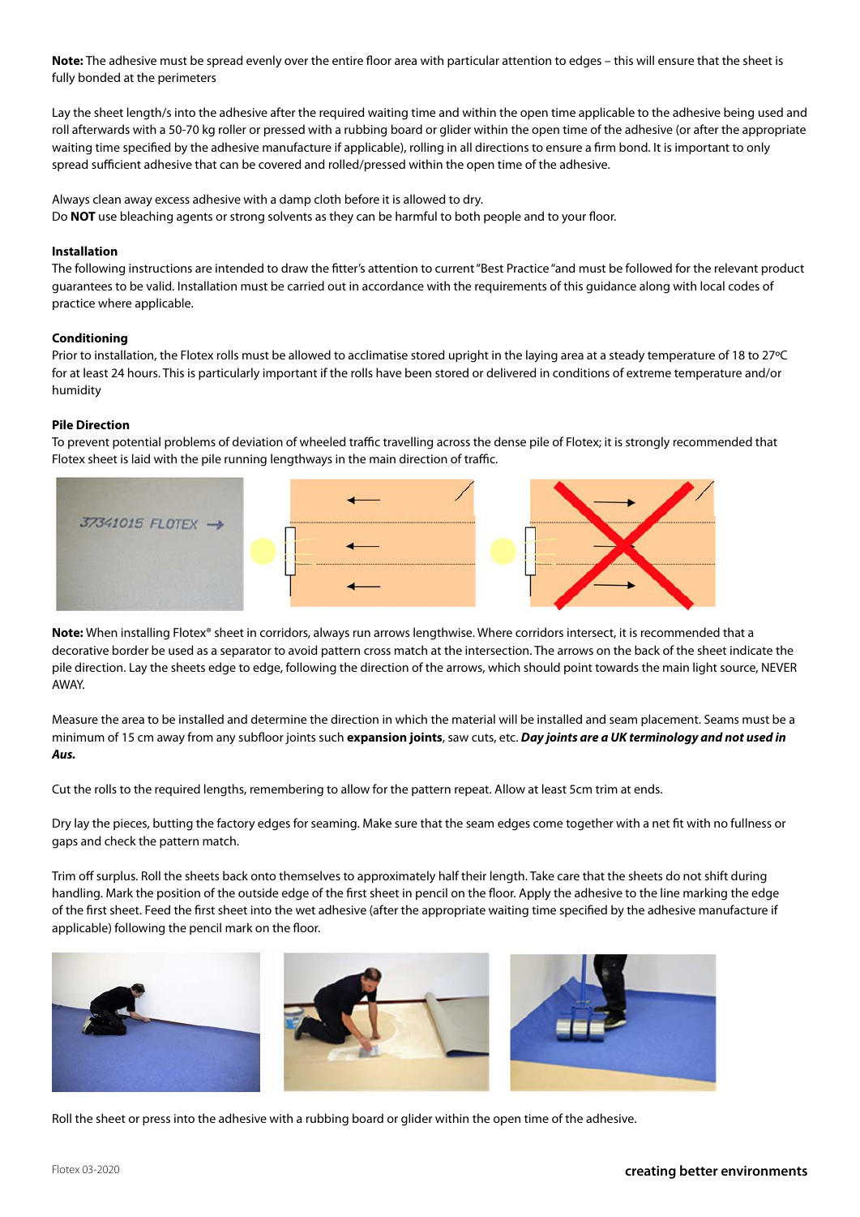**Note:** The adhesive must be spread evenly over the entire floor area with particular attention to edges – this will ensure that the sheet is fully bonded at the perimeters

Lay the sheet length/s into the adhesive after the required waiting time and within the open time applicable to the adhesive being used and roll afterwards with a 50-70 kg roller or pressed with a rubbing board or glider within the open time of the adhesive (or after the appropriate waiting time specified by the adhesive manufacture if applicable), rolling in all directions to ensure a firm bond. It is important to only spread sufficient adhesive that can be covered and rolled/pressed within the open time of the adhesive.

Always clean away excess adhesive with a damp cloth before it is allowed to dry.
Do **NOT** use bleaching agents or strong solvents as they can be harmful to both people and to your floor.

### Installation

The following instructions are intended to draw the fitter's attention to current "Best Practice "and must be followed for the relevant product guarantees to be valid. Installation must be carried out in accordance with the requirements of this guidance along with local codes of practice where applicable.

### Conditioning

Prior to installation, the Flotex rolls must be allowed to acclimatise stored upright in the laying area at a steady temperature of 18 to 27ºC for at least 24 hours. This is particularly important if the rolls have been stored or delivered in conditions of extreme temperature and/or humidity

### Pile Direction

To prevent potential problems of deviation of wheeled traffic travelling across the dense pile of Flotex; it is strongly recommended that Flotex sheet is laid with the pile running lengthways in the main direction of traffic.

**Note:** When installing Flotex® sheet in corridors, always run arrows lengthwise. Where corridors intersect, it is recommended that a decorative border be used as a separator to avoid pattern cross match at the intersection. The arrows on the back of the sheet indicate the pile direction. Lay the sheets edge to edge, following the direction of the arrows, which should point towards the main light source, NEVER AWAY.

Measure the area to be installed and determine the direction in which the material will be installed and seam placement. Seams must be a minimum of 15 cm away from any subfloor joints such **expansion joints**, saw cuts, etc. ***Day joints are a UK terminology and not used in Aus.***

Cut the rolls to the required lengths, remembering to allow for the pattern repeat. Allow at least 5cm trim at ends.

Dry lay the pieces, butting the factory edges for seaming. Make sure that the seam edges come together with a net fit with no fullness or gaps and check the pattern match.

Trim off surplus. Roll the sheets back onto themselves to approximately half their length. Take care that the sheets do not shift during handling. Mark the position of the outside edge of the first sheet in pencil on the floor. Apply the adhesive to the line marking the edge of the first sheet. Feed the first sheet into the wet adhesive (after the appropriate waiting time specified by the adhesive manufacture if applicable) following the pencil mark on the floor.

Roll the sheet or press into the adhesive with a rubbing board or glider within the open time of the adhesive.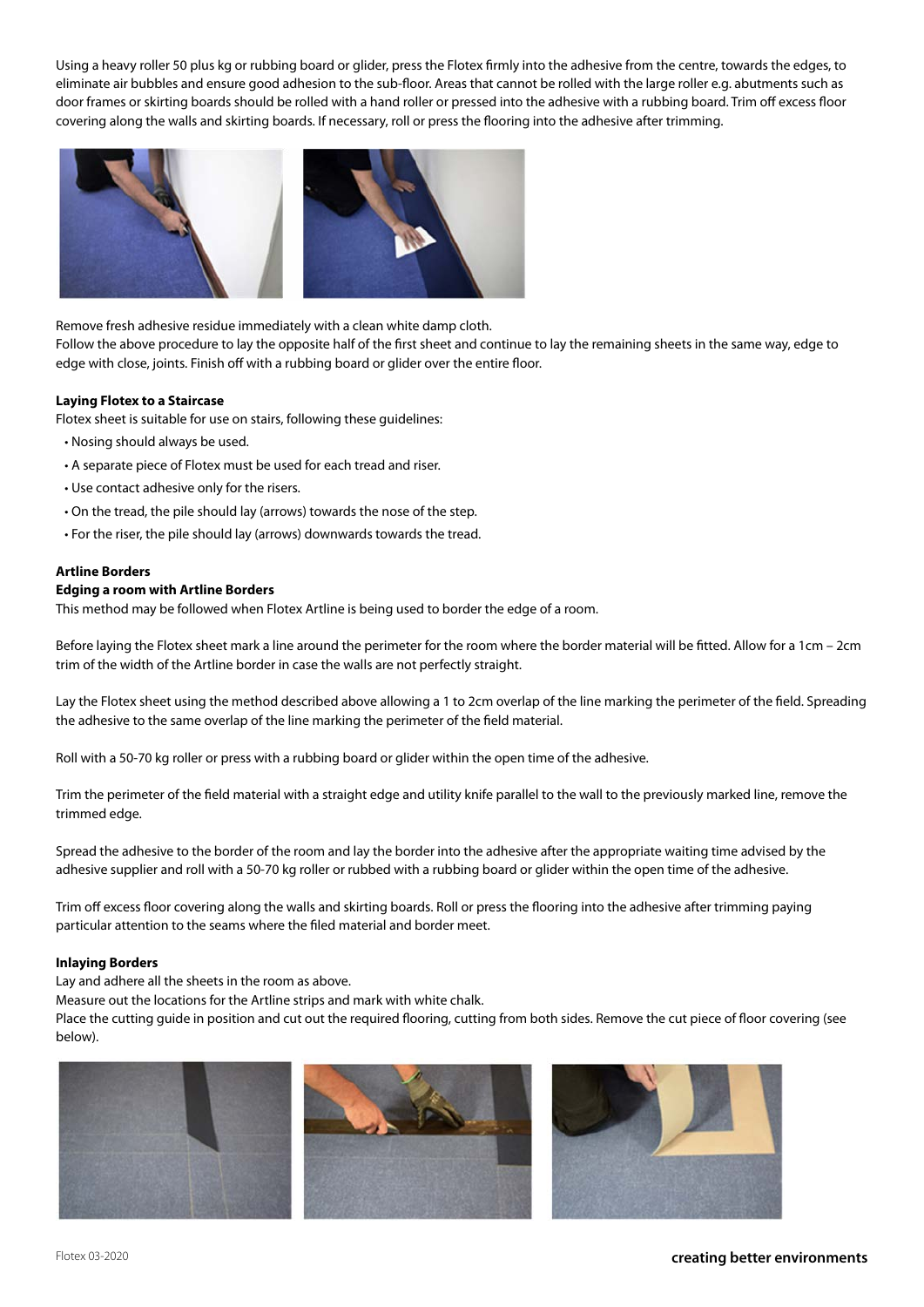Using a heavy roller 50 plus kg or rubbing board or glider, press the Flotex firmly into the adhesive from the centre, towards the edges, to eliminate air bubbles and ensure good adhesion to the sub-floor. Areas that cannot be rolled with the large roller e.g. abutments such as door frames or skirting boards should be rolled with a hand roller or pressed into the adhesive with a rubbing board. Trim off excess floor covering along the walls and skirting boards. If necessary, roll or press the flooring into the adhesive after trimming.

Remove fresh adhesive residue immediately with a clean white damp cloth.
Follow the above procedure to lay the opposite half of the first sheet and continue to lay the remaining sheets in the same way, edge to edge with close, joints. Finish off with a rubbing board or glider over the entire floor.

**Laying Flotex to a Staircase**

Flotex sheet is suitable for use on stairs, following these guidelines:

- Nosing should always be used.
- A separate piece of Flotex must be used for each tread and riser.
- Use contact adhesive only for the risers.
- On the tread, the pile should lay (arrows) towards the nose of the step.
- For the riser, the pile should lay (arrows) downwards towards the tread.

**Artline Borders**

**Edging a room with Artline Borders**

This method may be followed when Flotex Artline is being used to border the edge of a room.

Before laying the Flotex sheet mark a line around the perimeter for the room where the border material will be fitted. Allow for a 1cm – 2cm trim of the width of the Artline border in case the walls are not perfectly straight.

Lay the Flotex sheet using the method described above allowing a 1 to 2cm overlap of the line marking the perimeter of the field. Spreading the adhesive to the same overlap of the line marking the perimeter of the field material.

Roll with a 50-70 kg roller or press with a rubbing board or glider within the open time of the adhesive.

Trim the perimeter of the field material with a straight edge and utility knife parallel to the wall to the previously marked line, remove the trimmed edge.

Spread the adhesive to the border of the room and lay the border into the adhesive after the appropriate waiting time advised by the adhesive supplier and roll with a 50-70 kg roller or rubbed with a rubbing board or glider within the open time of the adhesive.

Trim off excess floor covering along the walls and skirting boards. Roll or press the flooring into the adhesive after trimming paying particular attention to the seams where the filed material and border meet.

**Inlaying Borders**

Lay and adhere all the sheets in the room as above.
Measure out the locations for the Artline strips and mark with white chalk.
Place the cutting guide in position and cut out the required flooring, cutting from both sides. Remove the cut piece of floor covering (see below).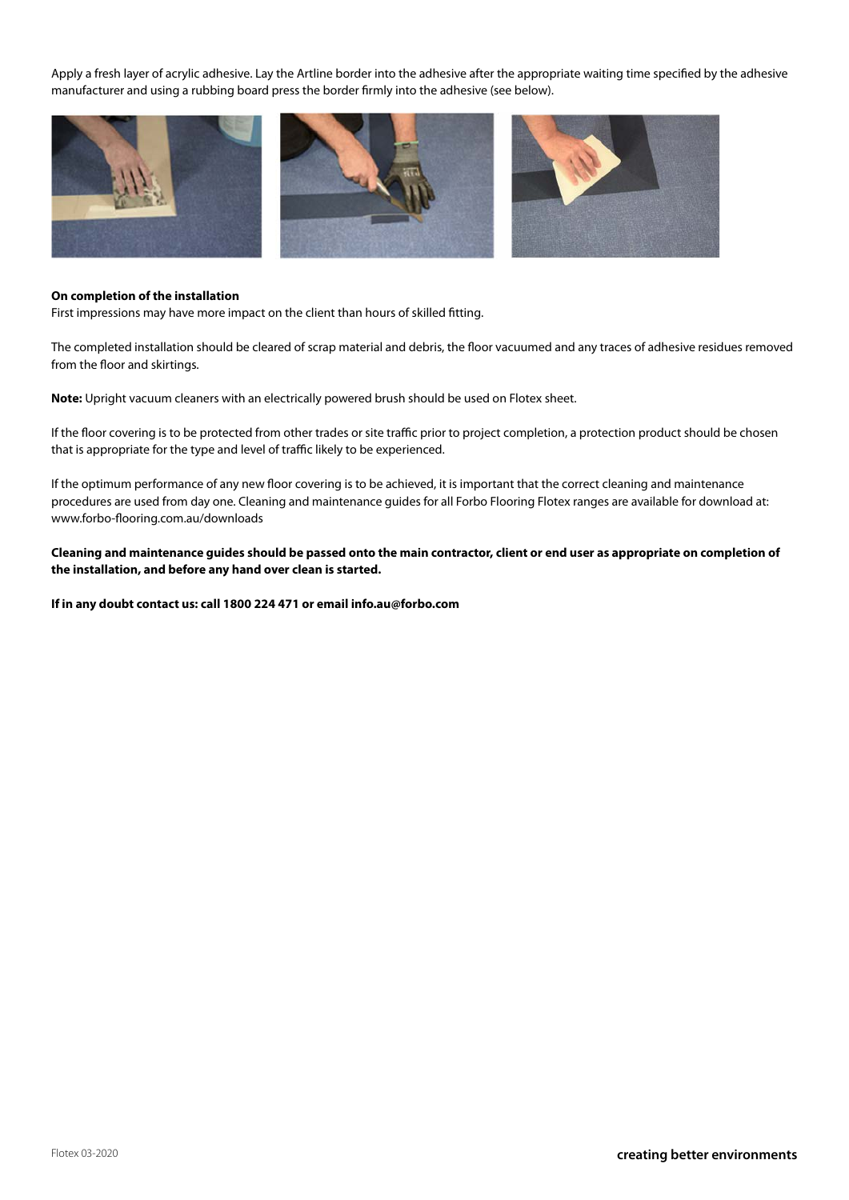Apply a fresh layer of acrylic adhesive. Lay the Artline border into the adhesive after the appropriate waiting time specified by the adhesive manufacturer and using a rubbing board press the border firmly into the adhesive (see below).

**On completion of the installation**

First impressions may have more impact on the client than hours of skilled fitting.

The completed installation should be cleared of scrap material and debris, the floor vacuumed and any traces of adhesive residues removed from the floor and skirtings.

**Note:** Upright vacuum cleaners with an electrically powered brush should be used on Flotex sheet.

If the floor covering is to be protected from other trades or site traffic prior to project completion, a protection product should be chosen that is appropriate for the type and level of traffic likely to be experienced.

If the optimum performance of any new floor covering is to be achieved, it is important that the correct cleaning and maintenance procedures are used from day one. Cleaning and maintenance guides for all Forbo Flooring Flotex ranges are available for download at: www.forbo-flooring.com.au/downloads

**Cleaning and maintenance guides should be passed onto the main contractor, client or end user as appropriate on completion of the installation, and before any hand over clean is started.**

**If in any doubt contact us: call 1800 224 471 or email info.au@forbo.com**